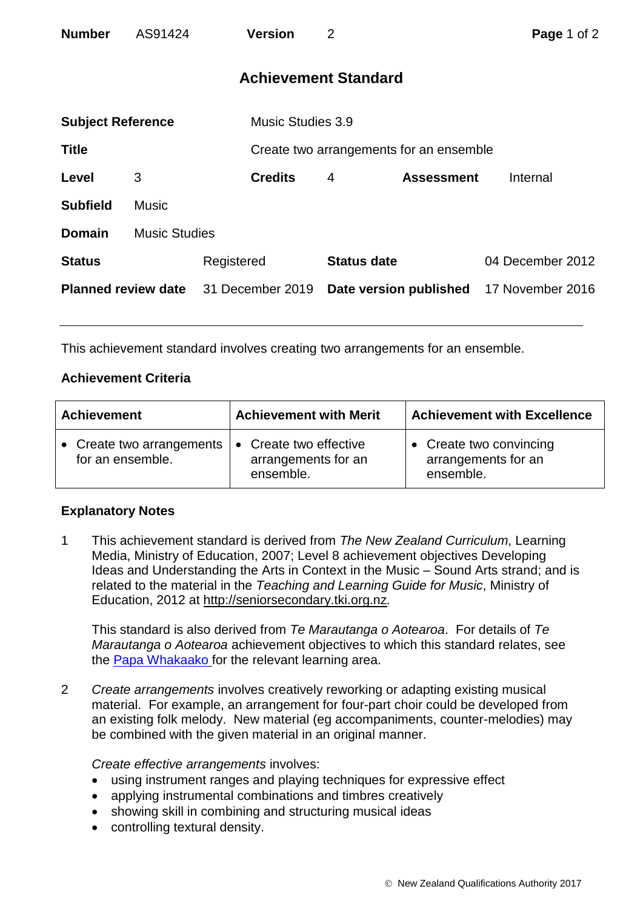| Number | AS91424 | Version | 2 |
|---|---|---|---|

# Achievement Standard

| | | | | | |
|---|---|---|---|---|---|
| **Subject Reference** | | Music Studies 3.9 | | | |
| **Title** | | Create two arrangements for an ensemble | | | |
| **Level** | 3 | **Credits** | 4 | **Assessment** | Internal |
| **Subfield** | Music | | | | |
| **Domain** | Music Studies | | | | |
| **Status** | Registered | **Status date** | 04 December 2012 | | |
| **Planned review date** | 31 December 2019 | **Date version published** | 17 November 2016 | | |

This achievement standard involves creating two arrangements for an ensemble.

## Achievement Criteria

| Achievement | Achievement with Merit | Achievement with Excellence |
|---|---|---|
| • Create two arrangements for an ensemble. | • Create two effective arrangements for an ensemble. | • Create two convincing arrangements for an ensemble. |

## Explanatory Notes

1 This achievement standard is derived from *The New Zealand Curriculum*, Learning Media, Ministry of Education, 2007; Level 8 achievement objectives Developing Ideas and Understanding the Arts in Context in the Music – Sound Arts strand; and is related to the material in the *Teaching and Learning Guide for Music*, Ministry of Education, 2012 at http://seniorsecondary.tki.org.nz.

This standard is also derived from *Te Marautanga o Aotearoa*. For details of *Te Marautanga o Aotearoa* achievement objectives to which this standard relates, see the Papa Whakaako for the relevant learning area.

2 *Create arrangements* involves creatively reworking or adapting existing musical material. For example, an arrangement for four-part choir could be developed from an existing folk melody. New material (eg accompaniments, counter-melodies) may be combined with the given material in an original manner.

*Create effective arrangements* involves:

- using instrument ranges and playing techniques for expressive effect
- applying instrumental combinations and timbres creatively
- showing skill in combining and structuring musical ideas
- controlling textural density.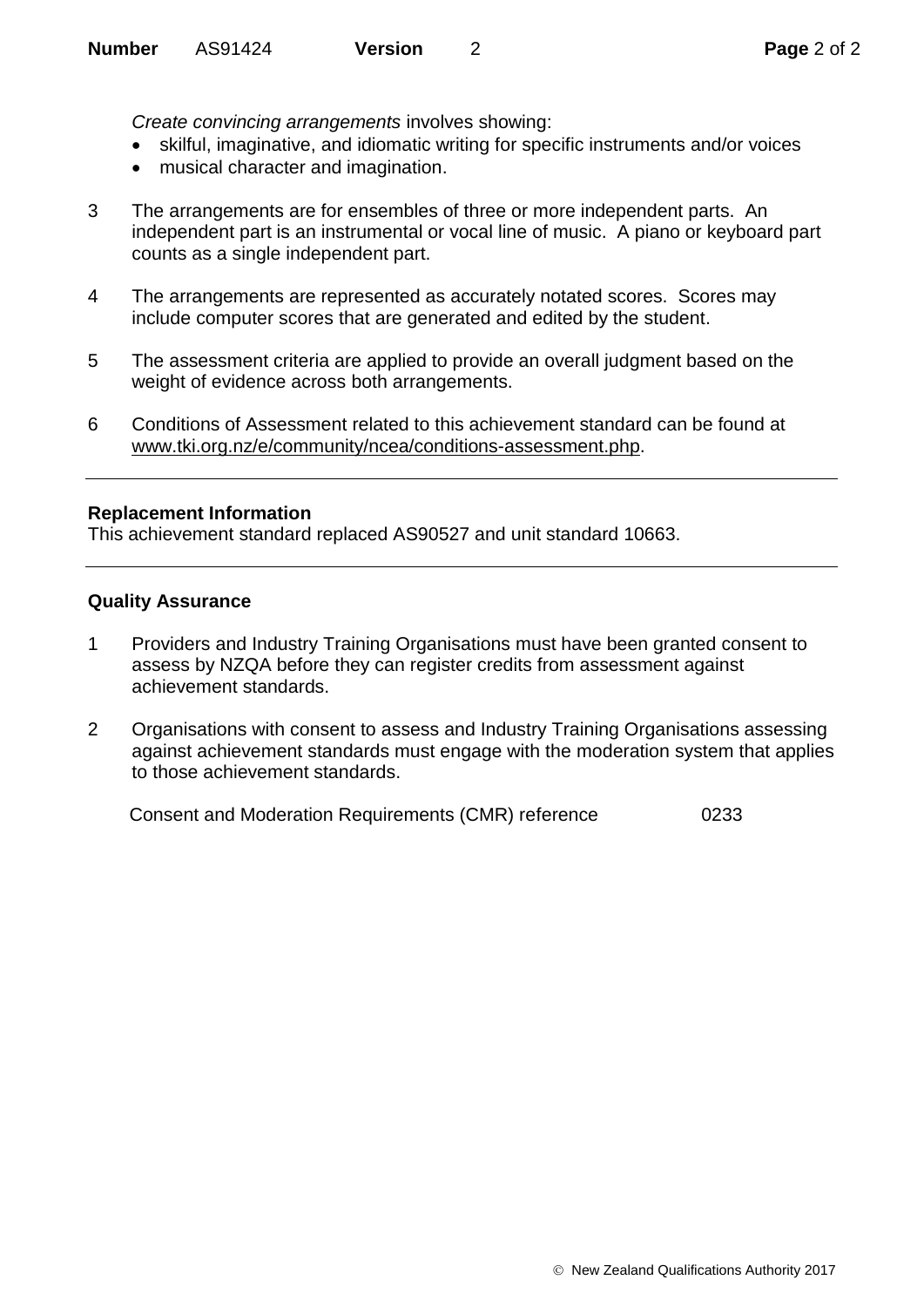*Create convincing arrangements* involves showing:

- skilful, imaginative, and idiomatic writing for specific instruments and/or voices
- musical character and imagination.

3 The arrangements are for ensembles of three or more independent parts. An independent part is an instrumental or vocal line of music. A piano or keyboard part counts as a single independent part.

4 The arrangements are represented as accurately notated scores. Scores may include computer scores that are generated and edited by the student.

5 The assessment criteria are applied to provide an overall judgment based on the weight of evidence across both arrangements.

6 Conditions of Assessment related to this achievement standard can be found at www.tki.org.nz/e/community/ncea/conditions-assessment.php.

---

**Replacement Information**

This achievement standard replaced AS90527 and unit standard 10663.

---

**Quality Assurance**

1 Providers and Industry Training Organisations must have been granted consent to assess by NZQA before they can register credits from assessment against achievement standards.

2 Organisations with consent to assess and Industry Training Organisations assessing against achievement standards must engage with the moderation system that applies to those achievement standards.

Consent and Moderation Requirements (CMR) reference 0233

© New Zealand Qualifications Authority 2017